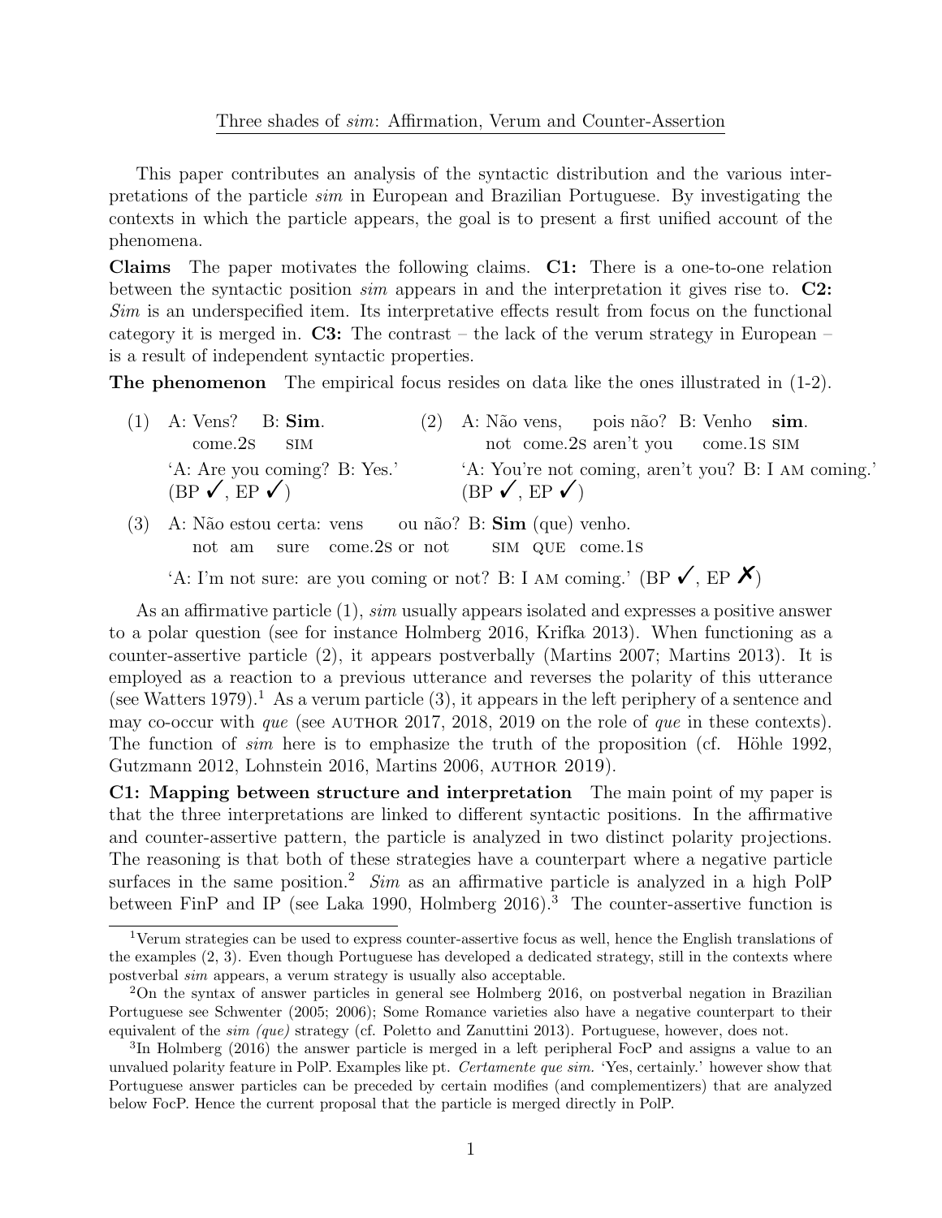# Three shades of *sim*: Affirmation, Verum and Counter-Assertion

This paper contributes an analysis of the syntactic distribution and the various interpretations of the particle *sim* in European and Brazilian Portuguese. By investigating the contexts in which the particle appears, the goal is to present a first unified account of the phenomena.

**Claims** The paper motivates the following claims. **C1:** There is a one-to-one relation between the syntactic position *sim* appears in and the interpretation it gives rise to. **C2:** *Sim* is an underspecified item. Its interpretative effects result from focus on the functional category it is merged in. **C3:** The contrast – the lack of the verum strategy in European – is a result of independent syntactic properties.

**The phenomenon** The empirical focus resides on data like the ones illustrated in (1-2).

(1) A: Vens? B: **Sim**.
    come.2S SIM
    'A: Are you coming? B: Yes.'
    (BP ✓, EP ✓)

(2) A: Não vens, pois não? B: Venho **sim**.
    not come.2S aren't you come.1S SIM
    'A: You're not coming, aren't you? B: I AM coming.'
    (BP ✓, EP ✓)

(3) A: Não estou certa: vens ou não? B: **Sim** (que) venho.
    not am sure come.2S or not SIM QUE come.1S
    'A: I'm not sure: are you coming or not? B: I AM coming.' (BP ✓, EP ✗)

As an affirmative particle (1), *sim* usually appears isolated and expresses a positive answer to a polar question (see for instance Holmberg 2016, Krifka 2013). When functioning as a counter-assertive particle (2), it appears postverbally (Martins 2007; Martins 2013). It is employed as a reaction to a previous utterance and reverses the polarity of this utterance (see Watters 1979).[1] As a verum particle (3), it appears in the left periphery of a sentence and may co-occur with *que* (see AUTHOR 2017, 2018, 2019 on the role of *que* in these contexts). The function of *sim* here is to emphasize the truth of the proposition (cf. Höhle 1992, Gutzmann 2012, Lohnstein 2016, Martins 2006, AUTHOR 2019).

**C1: Mapping between structure and interpretation** The main point of my paper is that the three interpretations are linked to different syntactic positions. In the affirmative and counter-assertive pattern, the particle is analyzed in two distinct polarity projections. The reasoning is that both of these strategies have a counterpart where a negative particle surfaces in the same position.[2] *Sim* as an affirmative particle is analyzed in a high PolP between FinP and IP (see Laka 1990, Holmberg 2016).[3] The counter-assertive function is

[1] Verum strategies can be used to express counter-assertive focus as well, hence the English translations of the examples (2, 3). Even though Portuguese has developed a dedicated strategy, still in the contexts where postverbal *sim* appears, a verum strategy is usually also acceptable.

[2] On the syntax of answer particles in general see Holmberg 2016, on postverbal negation in Brazilian Portuguese see Schwenter (2005; 2006); Some Romance varieties also have a negative counterpart to their equivalent of the *sim (que)* strategy (cf. Poletto and Zanuttini 2013). Portuguese, however, does not.

[3] In Holmberg (2016) the answer particle is merged in a left peripheral FocP and assigns a value to an unvalued polarity feature in PolP. Examples like pt. *Certamente que sim.* 'Yes, certainly.' however show that Portuguese answer particles can be preceded by certain modifies (and complementizers) that are analyzed below FocP. Hence the current proposal that the particle is merged directly in PolP.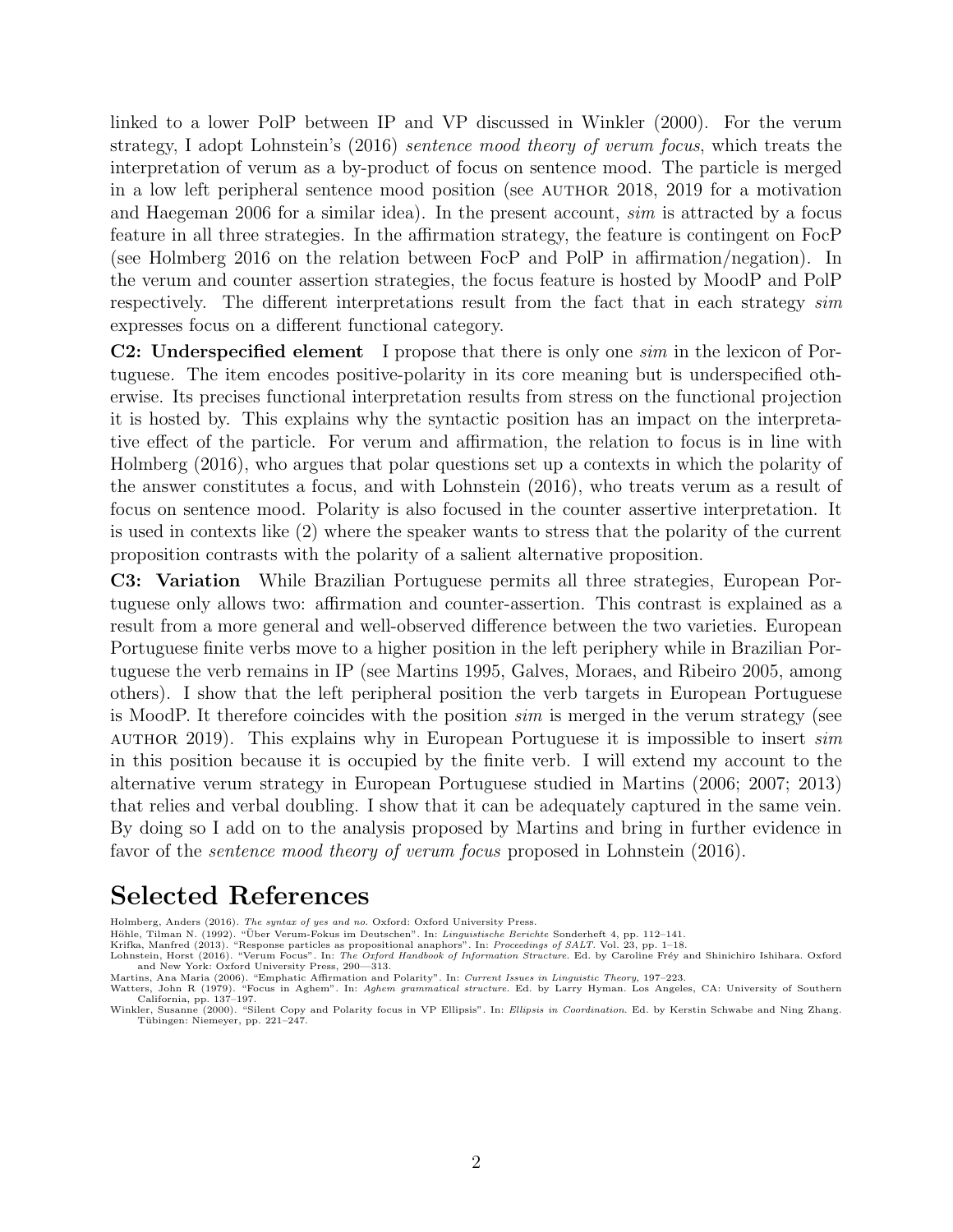linked to a lower PolP between IP and VP discussed in Winkler (2000). For the verum strategy, I adopt Lohnstein's (2016) *sentence mood theory of verum focus*, which treats the interpretation of verum as a by-product of focus on sentence mood. The particle is merged in a low left peripheral sentence mood position (see AUTHOR 2018, 2019 for a motivation and Haegeman 2006 for a similar idea). In the present account, *sim* is attracted by a focus feature in all three strategies. In the affirmation strategy, the feature is contingent on FocP (see Holmberg 2016 on the relation between FocP and PolP in affirmation/negation). In the verum and counter assertion strategies, the focus feature is hosted by MoodP and PolP respectively. The different interpretations result from the fact that in each strategy *sim* expresses focus on a different functional category.

**C2: Underspecified element** I propose that there is only one *sim* in the lexicon of Portuguese. The item encodes positive-polarity in its core meaning but is underspecified otherwise. Its precises functional interpretation results from stress on the functional projection it is hosted by. This explains why the syntactic position has an impact on the interpretative effect of the particle. For verum and affirmation, the relation to focus is in line with Holmberg (2016), who argues that polar questions set up a contexts in which the polarity of the answer constitutes a focus, and with Lohnstein (2016), who treats verum as a result of focus on sentence mood. Polarity is also focused in the counter assertive interpretation. It is used in contexts like (2) where the speaker wants to stress that the polarity of the current proposition contrasts with the polarity of a salient alternative proposition.

**C3: Variation** While Brazilian Portuguese permits all three strategies, European Portuguese only allows two: affirmation and counter-assertion. This contrast is explained as a result from a more general and well-observed difference between the two varieties. European Portuguese finite verbs move to a higher position in the left periphery while in Brazilian Portuguese the verb remains in IP (see Martins 1995, Galves, Moraes, and Ribeiro 2005, among others). I show that the left peripheral position the verb targets in European Portuguese is MoodP. It therefore coincides with the position *sim* is merged in the verum strategy (see AUTHOR 2019). This explains why in European Portuguese it is impossible to insert *sim* in this position because it is occupied by the finite verb. I will extend my account to the alternative verum strategy in European Portuguese studied in Martins (2006; 2007; 2013) that relies and verbal doubling. I show that it can be adequately captured in the same vein. By doing so I add on to the analysis proposed by Martins and bring in further evidence in favor of the *sentence mood theory of verum focus* proposed in Lohnstein (2016).

# Selected References

Holmberg, Anders (2016). *The syntax of yes and no*. Oxford: Oxford University Press.

Höhle, Tilman N. (1992). "Über Verum-Fokus im Deutschen". In: *Linguistische Berichte* Sonderheft 4, pp. 112–141.

Krifka, Manfred (2013). "Response particles as propositional anaphors". In: *Proceedings of SALT*. Vol. 23, pp. 1–18.

Lohnstein, Horst (2016). "Verum Focus". In: *The Oxford Handbook of Information Structure*. Ed. by Caroline Fréy and Shinichiro Ishihara. Oxford and New York: Oxford University Press, 290—313.

Martins, Ana Maria (2006). "Emphatic Affirmation and Polarity". In: *Current Issues in Linguistic Theory*, 197–223.

Watters, John R (1979). "Focus in Aghem". In: *Aghem grammatical structure*. Ed. by Larry Hyman. Los Angeles, CA: University of Southern California, pp. 137–197.

Winkler, Susanne (2000). "Silent Copy and Polarity focus in VP Ellipsis". In: *Ellipsis in Coordination*. Ed. by Kerstin Schwabe and Ning Zhang. Tübingen: Niemeyer, pp. 221–247.